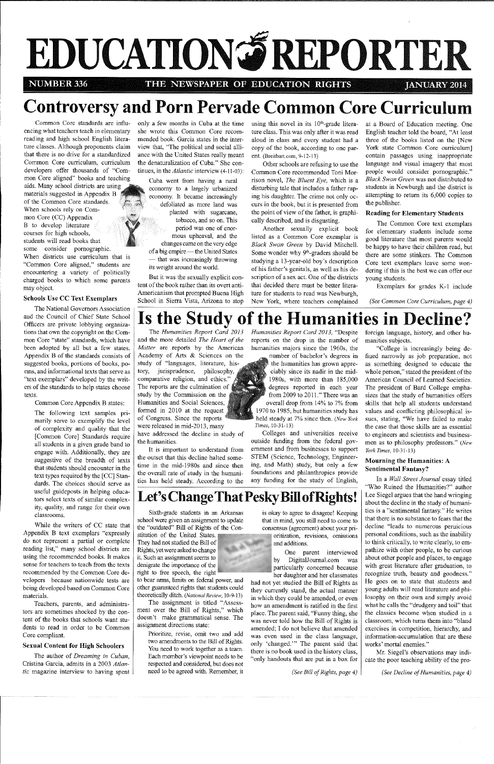# EDUCATION REPORTER

NUMBER 336 — THE NEWSPAPER OF EDUCATION RIGHTS — JANUARY 2014

# Controversy and Porn Pervade Common Core Curriculum

Common Core standards are influencing what teachers teach in elementary reading and high school English literature classes. Although proponents claim that there is no drive for a standardized Common Core curriculum, curriculum developers offer thousands of "Common Core aligned" books and teaching aids. Many school districts are using materials suggested in Appendix B of the Common Core standards. When schools rely on Common Core (CC) Appendix B to develop literature courses for high schools, students will read books that some consider pornographic. When districts use curriculum that is "Common Core aligned," students are encountering a variety of politically charged books to which some parents may object.

### Schools Use CC Text Exemplars

The National Governors Association and the Council of Chief State School Officers are private lobbying organizations that own the copyright on the Common Core "state" standards, which have been adopted by all but a few states. Appendix B of the standards consists of suggested books, portions of books, poems, and informational texts that serve as "text exemplars" developed by the writers of the standards to help states choose texts.

Common Core Appendix B states:

> The following text samples primarily serve to exemplify the level of complexity and quality that the [Common Core] Standards require all students in a given grade band to engage with. Additionally, they are suggestive of the breadth of texts that students should encounter in the text types required by the [CC] Standards. The choices should serve as useful guideposts in helping educators select texts of similar complexity, quality, and range for their own classrooms.

While the writers of CC state that Appendix B text exemplars "expressly do not represent a partial or complete reading list," many school districts are using the recommended books. It makes sense for teachers to teach from the texts recommended by the Common Core developers because nationwide tests are being developed based on Common Core materials.

Teachers, parents, and administrators are sometimes shocked by the content of the books that schools want students to read in order to be Common Core compliant.

### Sexual Content for High Schoolers

The author of *Dreaming in Cuban*, Cristina Garcia, admits in a 2003 *Atlantic* magazine interview to having spent only a few months in Cuba at the time she wrote this Common Core recommended book. Garcia states in the interview that, "The political and social alliance with the United States really meant the denaturalization of Cuba." She continues, in the *Atlantic* interview (4-11-03):

> Cuba went from having a rural economy to a largely urbanized economy. It became increasingly defoliated as more land was planted with sugarcane, tobacco, and so on. This period was one of enormous upheaval, and the changes came on the very edge of a big empire — the United States — that was increasingly throwing its weight around the world.

But it was the sexually explicit content of the book rather than its overt anti-Americanism that prompted Buena High School in Sierra Vista, Arizona to stop using this novel in its 10th-grade literature class. This was only after it was read aloud in class and every student had a copy of the book, according to one parent. (Breitbart.com, 9-12-13)

Other schools are refusing to use the Common Core recommended Toni Morrison novel, *The Bluest Eye*, which is a disturbing tale that includes a father raping his daughter. The crime not only occurs in the book, but it is presented from the point of view of the father, is graphically described, and is disgusting.

Another sexually explicit book listed as a Common Core exemplar is *Black Swan Green* by David Mitchell. Some wonder why 9th-graders should be studying a 13-year-old boy's description of his father's genitals, as well as his description of a sex act. One of the districts that decided there must be better literature for students to read was Newburgh, New York, where teachers complained at a Board of Education meeting. One English teacher told the board, "At least three of the books listed on the [New York state Common Core curriculum] contain passages using inappropriate language and visual imagery that most people would consider pornographic." *Black Swan Green* was not distributed to students in Newburgh and the district is attempting to return its 6,000 copies to the publisher.

### Reading for Elementary Students

The Common Core text exemplars for elementary students include some good literature that most parents would be happy to have their children read, but there are some stinkers. The Common Core text exemplars leave some wondering if this is the best we can offer our young students.

Exemplars for grades K-1 include

*(See Common Core Curriculum, page 4)*

# Is the Study of the Humanities in Decline?

The *Humanities Report Card 2013* and the more detailed *The Heart of the Matter* are reports by the American Academy of Arts & Sciences on the study of "languages, literature, history, jurisprudence, philosophy, comparative religion, and ethics." The reports are the culmination of study by the Commission on the Humanities and Social Sciences, formed in 2010 at the request of Congress. Since the reports were released in mid-2013, many have addressed the decline in study of the humanities.

It is important to understand from the outset that this decline halted sometime in the mid-1980s and since then the overall rate of study in the humanities has held steady. According to the *Humanities Report Card 2013*, "Despite reports on the drop in the number of humanities majors since the 1960s, the number of bachelor's degrees in the humanities has grown appreciably since its nadir in the mid-1980s, with more than 185,000 degrees reported in each year from 2009 to 2011." There was an overall drop from 14% to 7% from 1970 to 1985, but humanities study has held steady at 7% since then. (*New York Times*, 10-31-13)

Colleges and universities receive outside funding from the federal government and from businesses to support STEM (Science, Technology, Engineering, and Math) study, but only a few foundations and philanthropies provide any funding for the study of English, foreign language, history, and other humanities subjects.

"College is increasingly being defined narrowly as job preparation, not as something designed to educate the whole person," stated the president of the American Council of Learned Societies. The president of Bard College emphasizes that the study of humanities offers skills that help all students understand values and conflicting philosophical issues, stating, "We have failed to make the case that those skills are as essential to engineers and scientists and businessmen as to philosophy professors." (*New York Times*, 10-31-13)

### Mourning the Humanities: A Sentimental Fantasy?

In a *Wall Street Journal* essay titled "Who Ruined the Humanities?" author Lee Siegel argues that the hand wringing about the decline in the study of humanities is a "sentimental fantasy." He writes that there is no substance to fears that the decline "leads to numerous peruicious personal conditions, such as the inability to think critically, to write clearly, to empathize with other people, to be curious about other people and places, to engage with great literature after graduation, to recognize truth, beauty and goodness." He goes on to state that students and young adults will read literature and philosophy on their own and simply avoid what he calls the "drudgery and toil" that the classics become when studied in a classroom, which turns them into "bland exercises in competition, hierarchy, and information-accumulation that are these works' mortal enemies."

Mr. Siegel's observations may indicate the poor teaching ability of the pro-

*(See Decline of Humanities, page 4)*

# Let's Change That Pesky Bill of Rights!

Sixth-grade students in an Arkansas school were given an assignment to update the "outdated" Bill of Rights of the Constitution of the United States. They had not studied the Bill of Rights, yet were asked to change it. Such an assignment seems to denigrate the importance of the right to free speech, the right to bear arms, limits on federal power, and other guaranteed rights that students could theoretically ditch. (*National Review*, 10-9-13)

The assignment is titled "Assessment over the Bill of Rights," which doesn't make grammatical sense. The assignment directions state:

> Prioritize, revise, omit two and add two amendments to the Bill of Rights. You need to work together as a team. Each member's viewpoint needs to be respected and considered, but does not need to be agreed with. Remember, it is okay to agree to disagree! Keeping that in mind, you still need to come to consensus (agreement) about your prioritization, revisions, omissions and additions.

One parent interviewed by DigitalJournal.com was particularly concerned because her daughter and her classmates had not yet studied the Bill of Rights as they currently stand, the actual manner in which they could be amended, or even how an amendment is ratified in the first place. The parent said, "Funny thing, she was never told how the Bill of Rights is amended; I do not believe that amended was even used in the class language, only 'changed.'" The parent said that there is no book used in the history class, "only handouts that are put in a box for

*(See Bill of Rights, page 4)*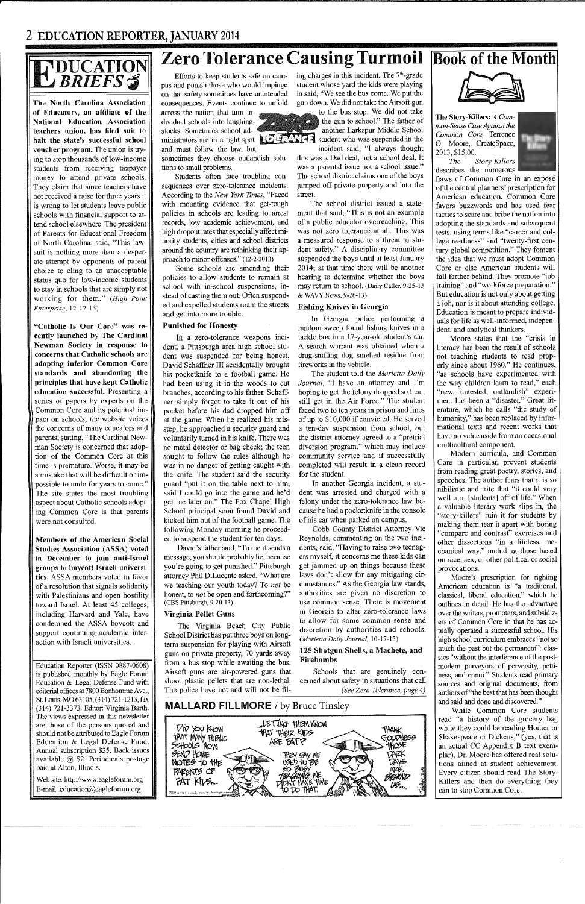## EDUCATION BRIEFS

**The North Carolina Association of Educators, an affiliate of the National Education Association teachers union, has filed suit to halt the state's successful school voucher program.** The union is trying to stop thousands of low-income students from receiving taxpayer money to attend private schools. They claim that since teachers have not received a raise for three years it is wrong to let students leave public schools with financial support to attend school elsewhere. The president of Parents for Educational Freedom of North Carolina, said, "This lawsuit is nothing more than a desperate attempt by opponents of parent choice to cling to an unacceptable status quo for low-income students to stay in schools that are simply not working for them." (*High Point Enterprise*, 12-12-13)

**"Catholic Is Our Core" was recently launched by The Cardinal Newman Society in response to concerns that Catholic schools are adopting inferior Common Core standards and abandoning the principles that have kept Catholic education successful.** Presenting a series of papers by experts on the Common Core and its potential impact on schools, the website voices the concerns of many educators and parents, stating, "The Cardinal Newman Society is concerned that adoption of the Common Core at this time is premature. Worse, it may be a mistake that will be difficult or impossible to undo for years to come." The site states the most troubling aspect about Catholic schools adopting Common Core is that parents were not consulted.

**Members of the American Social Studies Association (ASSA) voted in December to join anti-Israel groups to boycott Israeli universities.** ASSA members voted in favor of a resolution that signals solidarity with Palestinians and open hostility toward Israel. At least 45 colleges, including Harvard and Yale, have condemned the ASSA boycott and support continuing academic interaction with Israeli universities.

Education Reporter (ISSN 0887-0608) is published monthly by Eagle Forum Education & Legal Defense Fund with editorial offices at 7800 Bonhomme Ave., St. Louis, MO 63105, (314) 721-1213, fax (314) 721-3373. Editor: Virginia Barth. The views expressed in this newsletter are those of the persons quoted and should not be attributed to Eagle Forum Education & Legal Defense Fund. Annual subscription $25. Back issues available @ $2. Periodicals postage paid at Alton, Illinois.

Web site: http://www.eagleforum.org
E-mail: education@eagleforum.org

# Zero Tolerance Causing Turmoil

Efforts to keep students safe on campus and punish those who would impinge on that safety sometimes have unintended consequences. Events continue to unfold across the nation that turn individual schools into laughing-stocks. Sometimes school administrators are in a tight spot and must follow the law, but sometimes they choose outlandish solutions to small problems.

Students often face troubling consequences over zero-tolerance incidents. According to the *New York Times*, "Faced with mounting evidence that get-tough policies in schools are leading to arrest records, low academic achievement, and high dropout rates that especially affect minority students, cities and school districts around the country are rethinking their approach to minor offenses." (12-2-2013)

Some schools are amending their policies to allow students to remain at school with in-school suspensions, instead of casting them out. Often suspended and expelled students roam the streets and get into more trouble.

### Punished for Honesty

In a zero-tolerance weapons incident, a Pittsburgh area high school student was suspended for being honest. David Schaffner III accidentally brought his pocketknife to a football game. He had been using it in the woods to cut branches, according to his father. Schaffner simply forgot to take it out of his pocket before his dad dropped him off at the game. When he realized his misstep, he approached a security guard and voluntarily turned in his knife. There was no metal detector or bag check; the teen sought to follow the rules although he was in no danger of getting caught with the knife. The student said the security guard "put it on the table next to him, said I could go into the game and he'd get me later on." The Fox Chapel High School principal soon found David and kicked him out of the football game. The following Monday morning he proceeded to suspend the student for ten days.

David's father said, "To me it sends a message, you should probably lie, because you're going to get punished." Pittsburgh attorney Phil DiLucente asked, "What are we teaching our youth today? To *not* be honest, to *not* be open and forthcoming?" (CBS Pittsburgh, 9-20-13)

### Virginia Pellet Guns

The Virginia Beach City Public School District has put three boys on long-term suspension for playing with Airsoft guns on private property, 70 yards away from a bus stop while awaiting the bus. Airsoft guns are air-powered guns that shoot plastic pellets that are non-lethal. The police have not and will not be filing charges in this incident. The 7th-grade student whose yard the kids were playing in said, "We see the bus come. We put the gun down. We did not take the Airsoft gun to the bus stop. We did not take the gun to school." The father of another Larkspur Middle School student who was suspended in the incident said, "I always thought this was a Dad deal, not a school deal. It was a parental issue not a school issue." The school district claims one of the boys jumped off private property and into the street.

The school district issued a statement that said, "This is not an example of a public educator overreaching. This was not zero tolerance at all. This was a measured response to a threat to student safety." A disciplinary committee suspended the boys until at least January 2014; at that time there will be another hearing to determine whether the boys may return to school. (Daily Caller, 9-25-13 & WAVY News, 9-26-13)

### Fishing Knives in Georgia

In Georgia, police performing a random sweep found fishing knives in a tackle box in a 17-year-old student's car. A search warrant was obtained when a drug-sniffing dog smelled residue from fireworks in the vehicle.

The student told the *Marietta Daily Journal*, "I have an attorney and I'm hoping to get the felony dropped so I can still get in the Air Force." The student faced two to ten years in prison and fines of up to $10,000 if convicted. He served a ten-day suspension from school, but the district attorney agreed to a "pretrial diversion program," which may include community service and if successfully completed will result in a clean record for the student.

In another Georgia incident, a student was arrested and charged with a felony under the zero-tolerance law because he had a pocketknife in the console of his car when parked on campus.

Cobb County District Attorney Vic Reynolds, commenting on the two incidents, said, "Having to raise two teenagers myself, it concerns me these kids can get jammed up on things because these laws don't allow for any mitigating circumstances." As the Georgia law stands, authorities are given no discretion to use common sense. There is movement in Georgia to alter zero-tolerance laws to allow for some common sense and discretion by authorities and schools. (*Marietta Daily Journal*, 10-17-13)

### 125 Shotgun Shells, a Machete, and Firebombs

Schools that are genuinely concerned about safety in situations that call

*(See Zero Tolerance, page 4)*

**MALLARD FILLMORE / by Bruce Tinsley**

# Book of the Month

**The Story-Killers:** *A Common-Sense Case Against the Common Core*, Terrence O. Moore, CreateSpace, 2013, $15.00.

*The Story-Killers* describes the numerous flaws of Common Core in an exposé of the central planners' prescription for American education. Common Core favors buzzwords and has used fear tactics to scare and bribe the nation into adopting the standards and subsequent tests, using terms like "career and college readiness" and "twenty-first century global competition." They foment the idea that we must adopt Common Core or else American students will fall farther behind. They promote "job training" and "workforce preparation." But education is not only about getting a job, nor is it about attending college. Education is meant to prepare individuals for life as well-informed, independent, and analytical thinkers.

Moore states that the "crisis in literacy has been the result of schools not teaching students to read properly since about 1960." He continues, "as schools have experimented with the way children learn to read," each "new, untested, outlandish" experiment has been a "disaster." Great literature, which he calls "the study of humanity," has been replaced by informational texts and recent works that have no value aside from an occasional multicultural component.

Modern curricula, and Common Core in particular, prevent students from reading great poetry, stories, and speeches. The author fears that it is so nihilistic and trite that "it could very well turn [students] off of life." When a valuable literary work slips in, the "story-killers" ruin it for students by making them tear it apart with boring "compare and contrast" exercises and other dissections "in a lifeless, mechanical way," including those based on race, sex, or other political or social provocations.

Moore's prescription for righting American education is "a traditional, classical, liberal education," which he outlines in detail. He has the advantage over the writers, promoters, and subsidizers of Common Core in that he has actually operated a successful school. His high school curriculum embraces "not so much the past but the permanent": classics "without the interference of the post-modern purveyors of perversity, pettiness, and ennui." Students read primary sources and original documents, from authors of "the best that has been thought and said and done and discovered."

While Common Core students read "a history of the grocery bag while they could be reading Homer or Shakespeare or Dickens," (yes, that is an actual CC Appendix B text exemplar), Dr. Moore has offered real solutions aimed at student achievement. Every citizen should read The Story-Killers and then do everything they can to stop Common Core.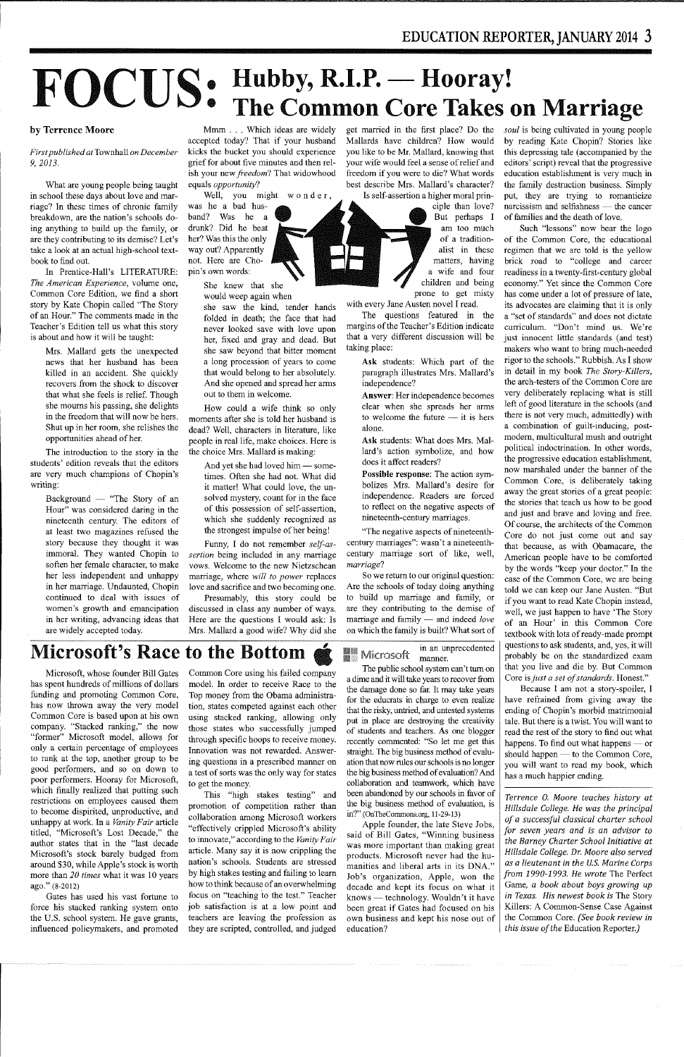# FOCUS: Hubby, R.I.P. — Hooray! The Common Core Takes on Marriage

**by Terrence Moore**

*First published at* Townhall *on December 9, 2013.*

What are young people being taught in school these days about love and marriage? In these times of chronic family breakdown, are the nation's schools doing anything to build up the family, or are they contributing to its demise? Let's take a look at an actual high-school textbook to find out.

In Prentice-Hall's LITERATURE: *The American Experience*, volume one, Common Core Edition, we find a short story by Kate Chopin called "The Story of an Hour." The comments made in the Teacher's Edition tell us what this story is about and how it will be taught:

> Mrs. Mallard gets the unexpected news that her husband has been killed in an accident. She quickly recovers from the shock to discover that what she feels is relief. Though she mourns his passing, she delights in the freedom that will now be hers. Shut up in her room, she relishes the opportunities ahead of her.

The introduction to the story in the students' edition reveals that the editors are very much champions of Chopin's writing:

> Background — "The Story of an Hour" was considered daring in the nineteenth century. The editors of at least two magazines refused the story because they thought it was immoral. They wanted Chopin to soften her female character, to make her less independent and unhappy in her marriage. Undaunted, Chopin continued to deal with issues of women's growth and emancipation in her writing, advancing ideas that are widely accepted today.

Mmm . . . Which ideas are widely accepted today? That if your husband kicks the bucket you should experience grief for about five minutes and then relish your new *freedom*? That widowhood equals *opportunity*?

Well, you might wonder, was he a bad husband? Was he a drunk? Did he beat her? Was this the only way out? Apparently not. Here are Chopin's own words:

> She knew that she would weep again when she saw the kind, tender hands folded in death; the face that had never looked save with love upon her, fixed and gray and dead. But she saw beyond that bitter moment a long procession of years to come that would belong to her absolutely. And she opened and spread her arms out to them in welcome.

How could a wife think so only moments after she is told her husband is dead? Well, characters in literature, like people in real life, make choices. Here is the choice Mrs. Mallard is making:

> And yet she had loved him — sometimes. Often she had not. What did it matter! What could love, the unsolved mystery, count for in the face of this possession of self-assertion, which she suddenly recognized as the strongest impulse of her being!

Funny, I do not remember *self-assertion* being included in any marriage vows. Welcome to the new Nietzschean marriage, where *will to power* replaces love and sacrifice and two becoming one.

Presumably, this story could be discussed in class any number of ways. Here are the questions I would ask: Is Mrs. Mallard a good wife? Why did she get married in the first place? Do the Mallards have children? How would you like to be Mr. Mallard, knowing that your wife would feel a sense of relief and freedom if you were to die? What words best describe Mrs. Mallard's character?

Is self-assertion a higher moral principle than love? But perhaps I am too much of a traditionalist in these matters, having a wife and four children and being prone to get misty with every Jane Austen novel I read.

The questions featured in the margins of the Teacher's Edition indicate that a very different discussion will be taking place:

> **Ask** students: Which part of the paragraph illustrates Mrs. Mallard's independence?
>
> **Answer**: Her independence becomes clear when she spreads her arms to welcome the future — it is hers alone.
>
> **Ask** students: What does Mrs. Mallard's action symbolize, and how does it affect readers?
>
> **Possible response**: The action symbolizes Mrs. Mallard's desire for independence. Readers are forced to reflect on the negative aspects of nineteenth-century marriages.

"The negative aspects of nineteenth-century marriages": wasn't a nineteenth-century marriage sort of like, well, *marriage*?

So we return to our original question: Are the schools of today doing anything to build up marriage and family, or are they contributing to the demise of marriage and family — and indeed *love* on which the family is built? What sort of *soul* is being cultivated in young people by reading Kate Chopin? Stories like this depressing tale (accompanied by the editors' script) reveal that the progressive education establishment is very much in the family destruction business. Simply put, they are trying to romanticize narcissism and selfishness — the cancer of families and the death of love.

Such "lessons" now bear the logo of the Common Core, the educational regimen that we are told is the yellow brick road to "college and career readiness in a twenty-first-century global economy." Yet since the Common Core has come under a lot of pressure of late, its advocates are claiming that it is only a "set of standards" and does not dictate curriculum. "Don't mind us. We're just innocent little standards (and test) makers who want to bring much-needed rigor to the schools." Rubbish. As I show in detail in my book *The Story-Killers*, the arch-testers of the Common Core are very deliberately replacing what is still left of good literature in the schools (and there is not very much, admittedly) with a combination of guilt-inducing, post-modern, multicultural mush and outright political indoctrination. In other words, the progressive education establishment, now marshaled under the banner of the Common Core, is deliberately taking away the great stories of a great people: the stories that teach us how to be good and just and brave and loving and free. Of course, the architects of the Common Core do not just come out and say that because, as with Obamacare, the American people have to be comforted by the words "keep your doctor." In the case of the Common Core, we are being told we can keep our Jane Austen. "But if you want to read Kate Chopin instead, well, we just happen to have 'The Story of an Hour' in this Common Core textbook with lots of ready-made prompt questions to ask students, and, yes, it will probably be on the standardized exam that you live and die by. But Common Core is *just a set of standards*. Honest."

Because I am not a story-spoiler, I have refrained from giving away the ending of Chopin's morbid matrimonial tale. But there is a twist. You will want to read the rest of the story to find out what happens. To find out what happens — or should happen — to the Common Core, you will want to read my book, which has a much happier ending.

*Terrence O. Moore teaches history at Hillsdale College. He was the principal of a successful classical charter school for seven years and is an advisor to the Barney Charter School Initiative at Hillsdale College. Dr. Moore also served as a lieutenant in the U.S. Marine Corps from 1990-1993. He wrote* The Perfect Game, *a book about boys growing up in Texas. His newest book is* The Story Killers: A Common-Sense Case Against the Common Core. *(See book review in this issue of the* Education Reporter.*)*

# Microsoft's Race to the Bottom

Microsoft, whose founder Bill Gates has spent hundreds of millions of dollars funding and promoting Common Core, has now thrown away the very model Common Core is based upon at his own company. "Stacked ranking," the now "former" Microsoft model, allows for only a certain percentage of employees to rank at the top, another group to be good performers, and so on down to poor performers. Hooray for Microsoft, which finally realized that putting such restrictions on employees caused them to become dispirited, unproductive, and unhappy at work. In a *Vanity Fair* article titled, "Microsoft's Lost Decade," the author states that in the "last decade Microsoft's stock barely budged from around $30, while Apple's stock is worth more than *20 times* what it was 10 years ago." (8-2012)

Gates has used his vast fortune to force his stacked ranking system onto the U.S. school system. He gave grants, influenced policymakers, and promoted Common Core using his failed company model. In order to receive Race to the Top money from the Obama administration, states competed against each other using stacked ranking, allowing only those states who successfully jumped through specific hoops to receive money. Innovation was not rewarded. Answering questions in a prescribed manner on a test of sorts was the only way for states to get the money.

This "high stakes testing" and promotion of competition rather than collaboration among Microsoft workers "effectively crippled Microsoft's ability to innovate," according to the *Vanity Fair* article. Many say it is now crippling the nation's schools. Students are stressed by high stakes testing and failing to learn how to think because of an overwhelming focus on "teaching to the test." Teacher job satisfaction is at a low point and teachers are leaving the profession as they are scripted, controlled, and judged in an unprecedented manner.

The public school system can't turn on a dime and it will take years to recover from the damage done so far. It may take years for the educrats in charge to even realize that the risky, untried, and untested systems put in place are destroying the creativity of students and teachers. As one blogger recently commented: "So let me get this straight. The big business method of evaluation that now rules our schools is no longer the big business method of evaluation? And collaboration and teamwork, which have been abandoned by our schools in favor of the big business method of evaluation, is in?" (OnTheCommons.org, 11-29-13)

Apple founder, the late Steve Jobs, said of Bill Gates, "Winning business was more important than making great products. Microsoft never had the humanities and liberal arts in its DNA." Job's organization, Apple, won the decade and kept its focus on what it knows — technology. Wouldn't it have been great if Gates had focused on his own business and kept his nose out of education?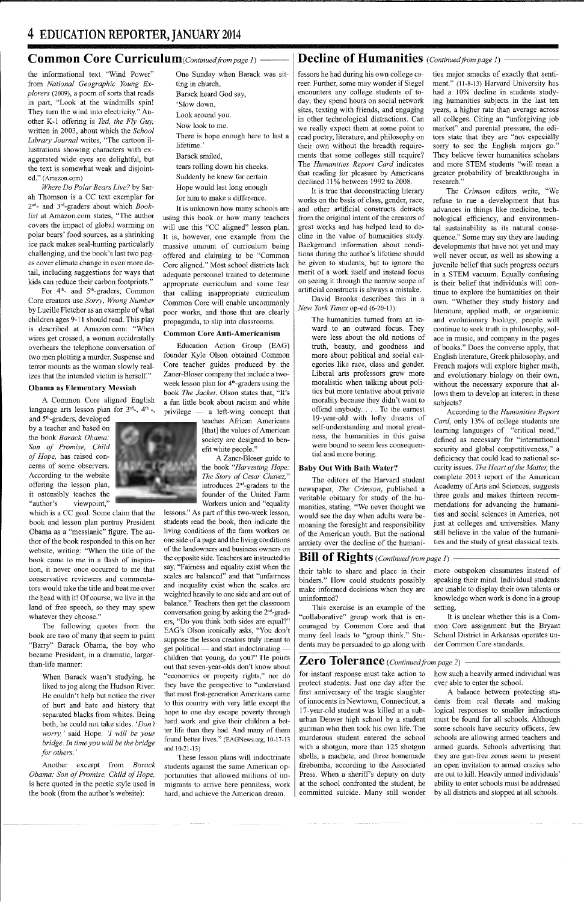## Common Core Curriculum *(Continued from page 1)*

the informational text "Wind Power" from *National Geographic Young Explorers* (2009), a poem of sorts that reads in part, "Look at the windmills spin! They turn the wind into electricity." Another K-1 offering is *Ted, the Fly Guy,* written in 2003, about which the *School Library Journal* writes, "The cartoon illustrations showing characters with exaggerated wide eyes are delightful, but the text is somewhat weak and disjointed." (Amazon.com)

*Where Do Polar Bears Live?* by Sarah Thomson is a CC text exemplar for 2nd- and 3rd-graders about which *Booklist* at Amazon.com states, "The author covers the impact of global warming on polar bears' food sources, as a shrinking ice pack makes seal-hunting particularly challenging, and the book's last two pages cover climate change in even more detail, including suggestions for ways that kids can reduce their carbon footprints."

For 4th- and 5th-graders, Common Core creators use *Sorry, Wrong Number* by Lucille Fletcher as an example of what children ages 9-11 should read. This play is described at Amazon.com: "When wires get crossed, a woman accidentally overhears the telephone conversation of two men plotting a murder. Suspense and terror mounts as the woman slowly realizes that the intended victim is herself."

### Obama as Elementary Messiah

A Common Core aligned English language arts lesson plan for 3rd-, 4th-, and 5th-graders, developed by a teacher and based on the book *Barack Obama: Son of Promise, Child of Hope,* has raised concerns of some observers. According to the website offering the lesson plan, it ostensibly teaches the "author's viewpoint," which is a CC goal. Some claim that the book and lesson plan portray President Obama as a "messianic" figure. The author of the book responded to this on her website, writing: "When the title of the book came to me in a flash of inspiration, it never once occurred to me that conservative reviewers and commentators would take the title and beat me over the head with it! Of course, we live in the land of free speech, so they may spew whatever they choose."

The following quotes from the book are two of many that seem to paint "Barry" Barack Obama, the boy who became President, in a dramatic, larger-than-life manner:

> When Barack wasn't studying, he liked to jog along the Hudson River. He couldn't help but notice the river of hurt and hate and history that separated blacks from whites. Being both, he could not take sides. *'Don't worry,' said Hope. 'I will be your bridge. In time you will be the bridge for others.'*

Another excerpt from *Barack Obama: Son of Promise, Child of Hope,* is here quoted in the poetic style used in the book (from the author's website):

> One Sunday when Barack was sitting in church,
> Barack heard God say,
> 'Slow down,
> Look around you.
> Now look to me.
> There is hope enough here to last a lifetime.'
> Barack smiled,
> tears rolling down his cheeks.
> Suddenly he knew for certain
> Hope would last long enough
> for him to make a difference.

It is unknown how many schools are using this book or how many teachers will use this "CC aligned" lesson plan. It is, however, one example from the massive amount of curriculum being offered and claiming to be "Common Core aligned." Most school districts lack adequate personnel trained to determine appropriate curriculum and some fear that calling inappropriate curriculum Common Core will enable uncommonly poor works, and those that are clearly propaganda, to slip into classrooms.

### Common Core Anti-Americanism

Education Action Group (EAG) founder Kyle Olson obtained Common Core teacher guides produced by the Zaner-Bloser company that include a two-week lesson plan for 4th-graders using the book *The Jacket.* Olson states that, "It's a fun little book about racism and white privilege — a left-wing concept that teaches African Americans [that] the values of American society are designed to benefit white people."

A Zaner-Bloser guide to the book "*Harvesting Hope: The Story of Cesar Chavez,*" introduces 2nd-graders to the founder of the United Farm Workers union and "equality lessons." As part of this two-week lesson, students read the book, then indicate the living conditions of the farm workers on one side of a page and the living conditions of the landowners and business owners on the opposite side. Teachers are instructed to say, "Fairness and equality exist when the scales are balanced" and that "unfairness and inequality exist when the scales are weighted heavily to one side and are out of balance." Teachers then get the classroom conversation going by asking the 2nd-graders, "Do you think both sides are equal?" EAG's Olson ironically asks, "You don't suppose the lesson creators truly meant to get political — and start indoctrinating — children that young, do you?" He points out that seven-year-olds don't know about "economics or property rights," nor do they have the perspective to "understand that most first-generation Americans came to this country with very little except the hope to one day escape poverty through hard work and give their children a better life than they had. And many of them found better lives." (EAGNews.org, 10-17-13 and 10-21-13)

These lesson plans will indoctrinate students against the same American opportunities that allowed millions of immigrants to arrive here penniless, work hard, and achieve the American dream.

## Decline of Humanities *(Continued from page 1)*

fessors he had during his own college career. Further, some may wonder if Siegel encounters any college students of today; they spend hours on social network sites, texting with friends, and engaging in other technological distractions. Can we really expect them at some point to read poetry, literature, and philosophy on their own without the breadth requirements that some colleges still require? The *Humanities Report Card* indicates that reading for pleasure by Americans declined 11% between 1992 to 2008.

It is true that deconstructing literary works on the basis of class, gender, race, and other artificial constructs detracts from the original intent of the creators of great works and has helped lead to decline in the value of humanities study. Background information about conditions during the author's lifetime should be given to students, but to ignore the merit of a work itself and instead focus on seeing it through the narrow scope of artificial constructs is always a mistake.

David Brooks describes this in a *New York Times* op-ed (6-20-13):

> The humanities turned from an inward to an outward focus. They were less about the old notions of truth, beauty, and goodness and more about political and social categories like race, class and gender. Liberal arts professors grew more moralistic when talking about politics but more tentative about private morality because they didn't want to offend anybody. . . . To the earnest 19-year-old with lofty dreams of self-understanding and moral greatness, the humanities in this guise were bound to seem less consequential and more boring.

### Baby Out With Bath Water?

The editors of the Harvard student newspaper, *The Crimson,* published a veritable obituary for study of the humanities, stating, "We never thought we would see the day when adults were bemoaning the foresight and responsibility of the American youth. But the national anxiety over the decline of the humanities major smacks of exactly that sentiment." (11-8-13) Harvard University has had a 10% decline in students studying humanities subjects in the last ten years, a higher rate than average across all colleges. Citing an "unforgiving job market" and parental pressure, the editors state that they are "not especially sorry to see the English majors go." They believe fewer humanities scholars and more STEM students "will mean a greater probability of breakthroughs in research."

The *Crimson* editors write, "We refuse to rue a development that has advances in things like medicine, technological efficiency, and environmental sustainability as its natural consequence." Some may say they are lauding developments that have not yet and may well never occur, as well as showing a juvenile belief that such progress occurs in a STEM vacuum. Equally confusing is their belief that individuals will continue to explore the humanities on their own. "Whether they study history and literature, applied math, or organismic and evolutionary biology, people will continue to seek truth in philosophy, solace in music, and company in the pages of books." Does the converse apply, that English literature, Greek philosophy, and French majors will explore higher math, and evolutionary biology on their own, without the necessary exposure that allows them to develop an interest in these subjects?

According to the *Humanities Report Card,* only 13% of college students are learning languages of "critical need," defined as necessary for "international security and global competitiveness," a deficiency that could lead to national security issues. *The Heart of the Matter,* the complete 2013 report of the American Academy of Arts and Sciences, suggests three goals and makes thirteen recommendations for advancing the humanities and social sciences in America, not just at colleges and universities. Many still believe in the value of the humanities and the study of great classical texts.

## Bill of Rights *(Continued from page 1)*

their table to share and place in their binders." How could students possibly make informed decisions when they are uninformed?

This exercise is an example of the "collaborative" group work that is encouraged by Common Core and that many feel leads to "group think." Students may be persuaded to go along with more outspoken classmates instead of speaking their mind. Individual students are unable to display their own talents or knowledge when work is done in a group setting.

It is unclear whether this is a Common Core assignment but the Bryant School District in Arkansas operates under Common Core standards.

## Zero Tolerance *(Continued from page 2)*

for instant response must take action to protect students. Just one day after the first anniversary of the tragic slaughter of innocents in Newtown, Connecticut, a 17-year-old student was killed at a suburban Denver high school by a student gunman who then took his own life. The murderous student entered the school with a shotgun, more than 125 shotgun shells, a machete, and three homemade firebombs, according to the Associated Press. When a sheriff's deputy on duty at the school confronted the student, he committed suicide. Many still wonder how such a heavily armed individual was ever able to enter the school.

A balance between protecting students from real threats and making logical responses to smaller infractions must be found for all schools. Although some schools have security officers, few schools are allowing armed teachers and armed guards. Schools advertising that they are gun-free zones seem to present an open invitation to armed crazies who are out to kill. Heavily armed individuals' ability to enter schools must be addressed by all districts and stopped at all schools.